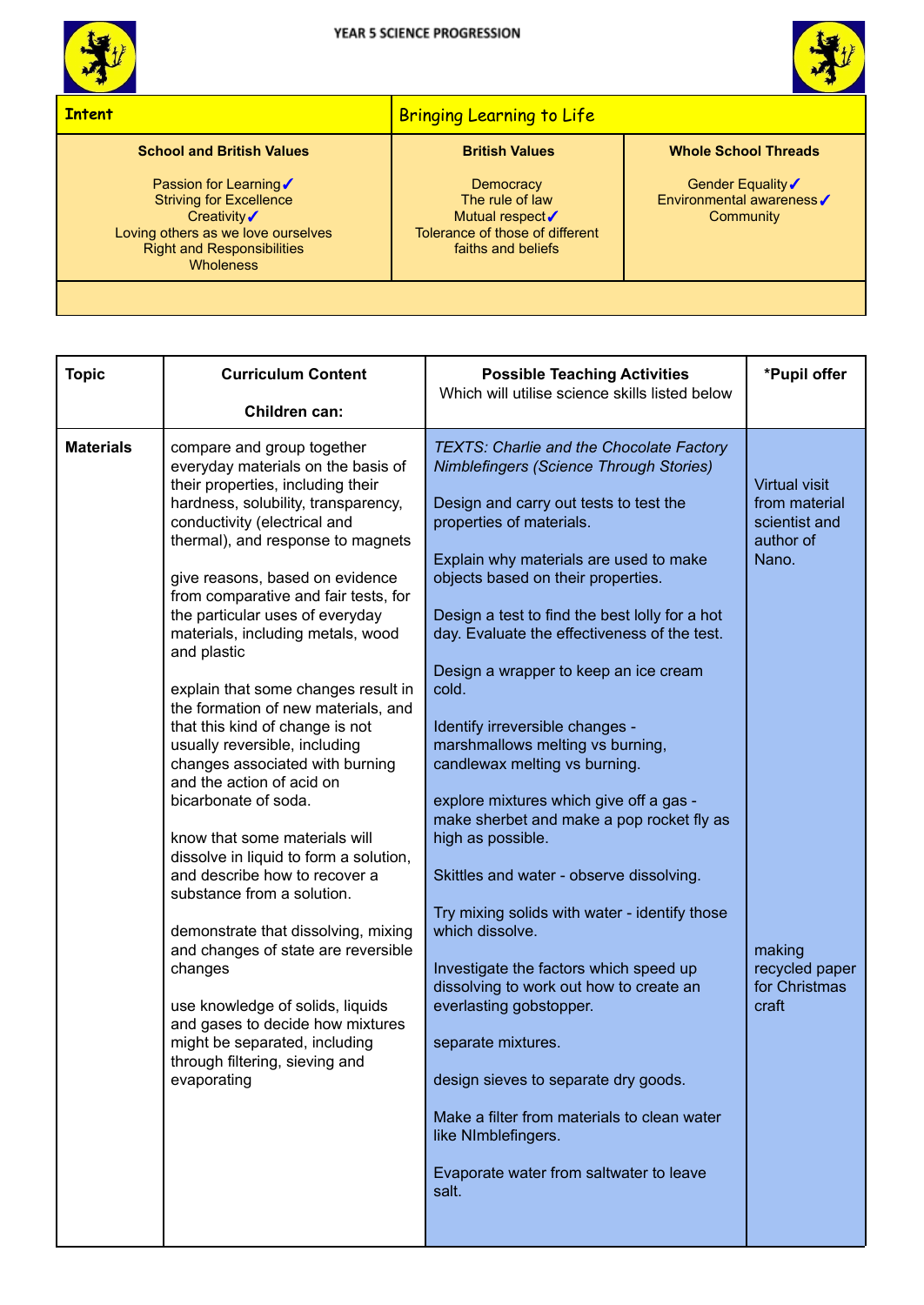# YEAR 5 SCIENCE PROGRESSION

| Intent | Bringing Learning to Life | |
|---|---|---|
| **School and British Values**<br><br>Passion for Learning ✓<br>Striving for Excellence<br>Creativity ✓<br>Loving others as we love ourselves<br>Right and Responsibilities<br>Wholeness | **British Values**<br><br>Democracy<br>The rule of law<br>Mutual respect ✓<br>Tolerance of those of different faiths and beliefs | **Whole School Threads**<br><br>Gender Equality ✓<br>Environmental awareness ✓<br>Community |
| | | |

| Topic | Curriculum Content<br><br>Children can: | Possible Teaching Activities<br>Which will utilise science skills listed below | *Pupil offer |
|---|---|---|---|
| **Materials** | compare and group together everyday materials on the basis of their properties, including their hardness, solubility, transparency, conductivity (electrical and thermal), and response to magnets<br><br>give reasons, based on evidence from comparative and fair tests, for the particular uses of everyday materials, including metals, wood and plastic<br><br>explain that some changes result in the formation of new materials, and that this kind of change is not usually reversible, including changes associated with burning and the action of acid on bicarbonate of soda.<br><br>know that some materials will dissolve in liquid to form a solution, and describe how to recover a substance from a solution.<br><br>demonstrate that dissolving, mixing and changes of state are reversible changes<br><br>use knowledge of solids, liquids and gases to decide how mixtures might be separated, including through filtering, sieving and evaporating | *TEXTS: Charlie and the Chocolate Factory*<br>*Nimblefingers (Science Through Stories)*<br><br>Design and carry out tests to test the properties of materials.<br><br>Explain why materials are used to make objects based on their properties.<br><br>Design a test to find the best lolly for a hot day. Evaluate the effectiveness of the test.<br><br>Design a wrapper to keep an ice cream cold.<br><br>Identify irreversible changes - marshmallows melting vs burning, candlewax melting vs burning.<br><br>explore mixtures which give off a gas - make sherbet and make a pop rocket fly as high as possible.<br><br>Skittles and water - observe dissolving.<br><br>Try mixing solids with water - identify those which dissolve.<br><br>Investigate the factors which speed up dissolving to work out how to create an everlasting gobstopper.<br><br>separate mixtures.<br><br>design sieves to separate dry goods.<br><br>Make a filter from materials to clean water like NImblefingers.<br><br>Evaporate water from saltwater to leave salt. | Virtual visit from material scientist and author of Nano.<br><br>making recycled paper for Christmas craft |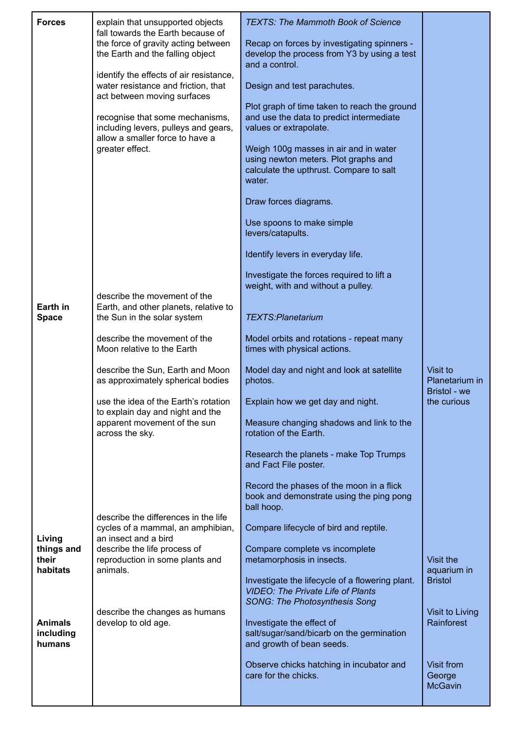| **Forces** | explain that unsupported objects fall towards the Earth because of the force of gravity acting between the Earth and the falling object<br><br>identify the effects of air resistance, water resistance and friction, that act between moving surfaces<br><br>recognise that some mechanisms, including levers, pulleys and gears, allow a smaller force to have a greater effect. | *TEXTS: The Mammoth Book of Science*<br><br>Recap on forces by investigating spinners - develop the process from Y3 by using a test and a control.<br><br>Design and test parachutes.<br><br>Plot graph of time taken to reach the ground and use the data to predict intermediate values or extrapolate.<br><br>Weigh 100g masses in air and in water using newton meters. Plot graphs and calculate the upthrust. Compare to salt water.<br><br>Draw forces diagrams.<br><br>Use spoons to make simple levers/catapults.<br><br>Identify levers in everyday life.<br><br>Investigate the forces required to lift a weight, with and without a pulley. | |
|---|---|---|---|
| **Earth in Space** | describe the movement of the Earth, and other planets, relative to the Sun in the solar system<br><br>describe the movement of the Moon relative to the Earth<br><br>describe the Sun, Earth and Moon as approximately spherical bodies<br><br>use the idea of the Earth's rotation to explain day and night and the apparent movement of the sun across the sky. | *TEXTS:Planetarium*<br><br>Model orbits and rotations - repeat many times with physical actions.<br><br>Model day and night and look at satellite photos.<br><br>Explain how we get day and night.<br><br>Measure changing shadows and link to the rotation of the Earth.<br><br>Research the planets - make Top Trumps and Fact File poster.<br><br>Record the phases of the moon in a flick book and demonstrate using the ping pong ball hoop. | Visit to Planetarium in Bristol - we the curious |
| **Living things and their habitats** | describe the differences in the life cycles of a mammal, an amphibian, an insect and a bird<br>describe the life process of reproduction in some plants and animals. | Compare lifecycle of bird and reptile.<br><br>Compare complete vs incomplete metamorphosis in insects.<br><br>Investigate the lifecycle of a flowering plant.<br>*VIDEO: The Private Life of Plants*<br>*SONG: The Photosynthesis Song* | Visit the aquarium in Bristol |
| **Animals including humans** | describe the changes as humans develop to old age. | Investigate the effect of salt/sugar/sand/bicarb on the germination and growth of bean seeds.<br><br>Observe chicks hatching in incubator and care for the chicks. | Visit to Living Rainforest<br><br>Visit from George McGavin |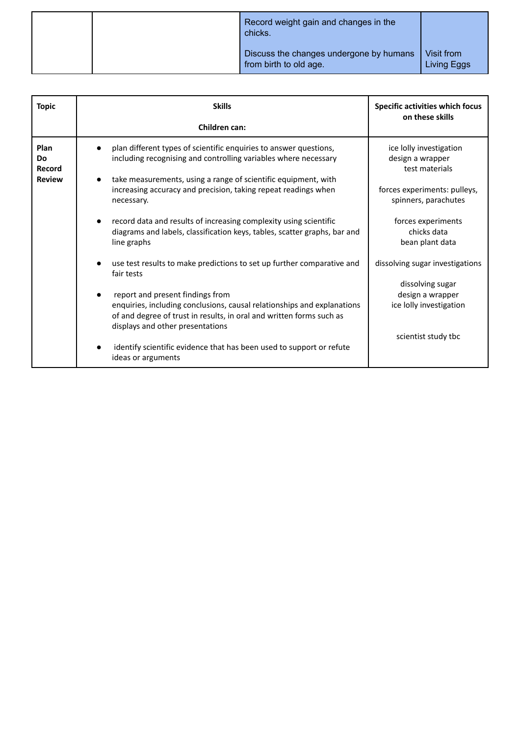| | | | |
|---|---|---|---|
| | | Record weight gain and changes in the chicks.<br><br>Discuss the changes undergone by humans from birth to old age. | Visit from Living Eggs |

| Topic | Skills<br><br>Children can: | Specific activities which focus on these skills |
|---|---|---|
| **Plan**<br>**Do**<br>**Record**<br>**Review** | • plan different types of scientific enquiries to answer questions, including recognising and controlling variables where necessary<br><br>• take measurements, using a range of scientific equipment, with increasing accuracy and precision, taking repeat readings when necessary.<br><br>• record data and results of increasing complexity using scientific diagrams and labels, classification keys, tables, scatter graphs, bar and line graphs<br><br>• use test results to make predictions to set up further comparative and fair tests<br><br>• report and present findings from enquiries, including conclusions, causal relationships and explanations of and degree of trust in results, in oral and written forms such as displays and other presentations<br><br>• identify scientific evidence that has been used to support or refute ideas or arguments | ice lolly investigation<br>design a wrapper<br>test materials<br><br>forces experiments: pulleys, spinners, parachutes<br><br>forces experiments<br>chicks data<br>bean plant data<br><br>dissolving sugar investigations<br><br>dissolving sugar<br>design a wrapper<br>ice lolly investigation<br><br>scientist study tbc |